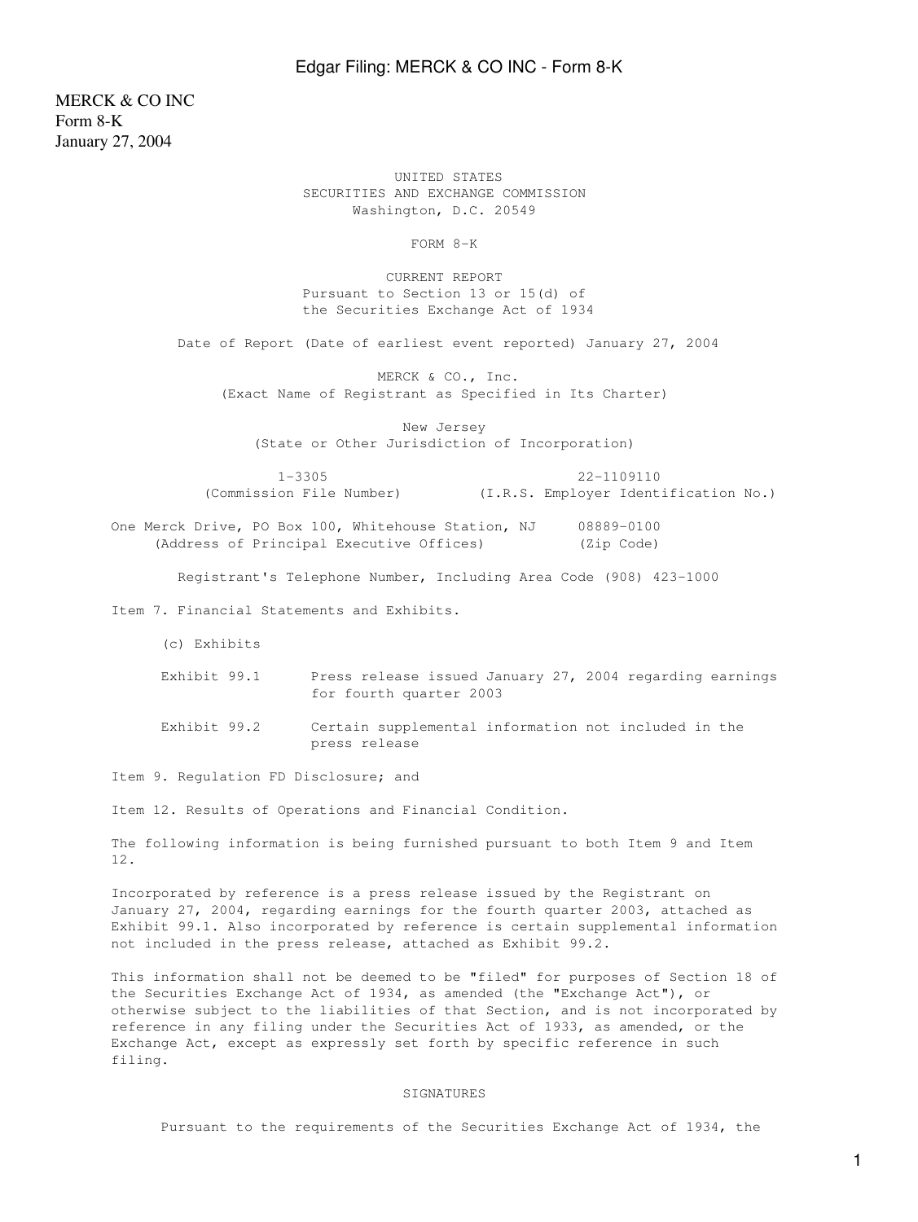MERCK & CO INC
Form 8-K
January 27, 2004

UNITED STATES
SECURITIES AND EXCHANGE COMMISSION
Washington, D.C. 20549

# FORM 8-K

CURRENT REPORT
Pursuant to Section 13 or 15(d) of
the Securities Exchange Act of 1934

Date of Report (Date of earliest event reported) January 27, 2004

MERCK & CO., Inc.
(Exact Name of Registrant as Specified in Its Charter)

New Jersey
(State or Other Jurisdiction of Incorporation)

| 1-3305 | 22-1109110 |
|---|---|
| (Commission File Number) | (I.R.S. Employer Identification No.) |

| One Merck Drive, PO Box 100, Whitehouse Station, NJ | 08889-0100 |
|---|---|
| (Address of Principal Executive Offices) | (Zip Code) |

Registrant's Telephone Number, Including Area Code (908) 423-1000

Item 7. Financial Statements and Exhibits.

(c) Exhibits

| Exhibit 99.1 | Press release issued January 27, 2004 regarding earnings for fourth quarter 2003 |
|---|---|
| Exhibit 99.2 | Certain supplemental information not included in the press release |

Item 9. Regulation FD Disclosure; and

Item 12. Results of Operations and Financial Condition.

The following information is being furnished pursuant to both Item 9 and Item 12.

Incorporated by reference is a press release issued by the Registrant on January 27, 2004, regarding earnings for the fourth quarter 2003, attached as Exhibit 99.1. Also incorporated by reference is certain supplemental information not included in the press release, attached as Exhibit 99.2.

This information shall not be deemed to be "filed" for purposes of Section 18 of the Securities Exchange Act of 1934, as amended (the "Exchange Act"), or otherwise subject to the liabilities of that Section, and is not incorporated by reference in any filing under the Securities Act of 1933, as amended, or the Exchange Act, except as expressly set forth by specific reference in such filing.

## SIGNATURES

Pursuant to the requirements of the Securities Exchange Act of 1934, the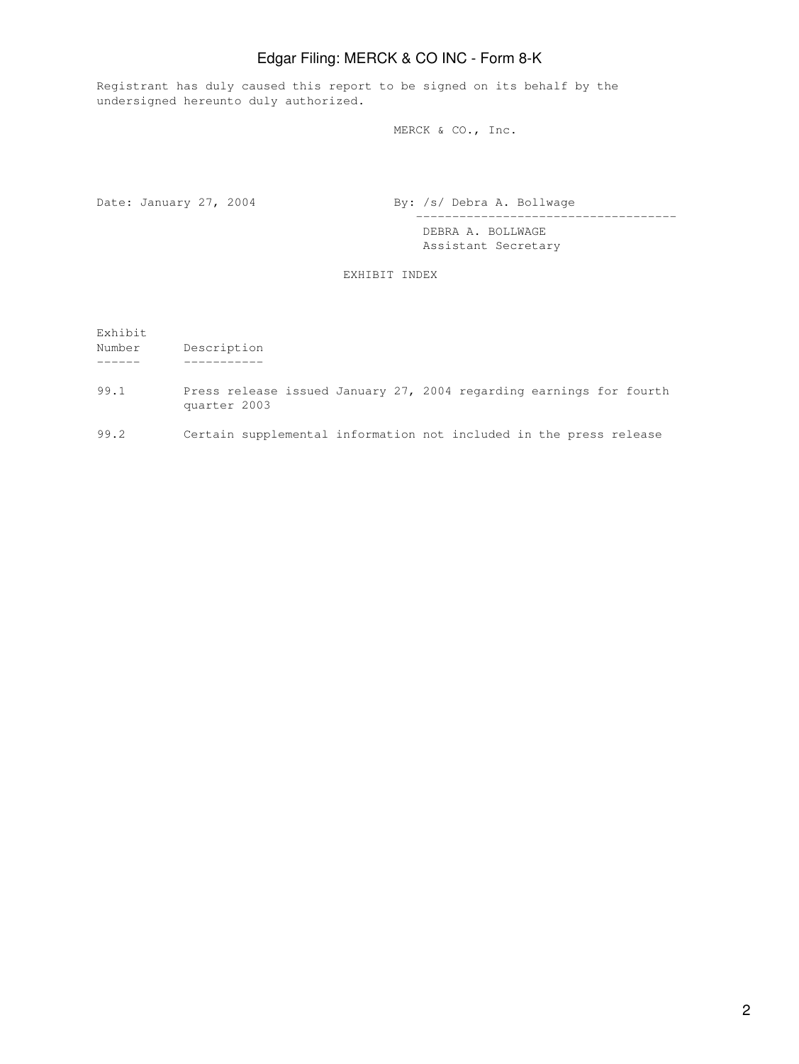Registrant has duly caused this report to be signed on its behalf by the undersigned hereunto duly authorized.

MERCK & CO., Inc.

Date: January 27, 2004

By: /s/ Debra A. Bollwage

DEBRA A. BOLLWAGE
Assistant Secretary

EXHIBIT INDEX

| Exhibit Number | Description |
|---|---|
| 99.1 | Press release issued January 27, 2004 regarding earnings for fourth quarter 2003 |
| 99.2 | Certain supplemental information not included in the press release |